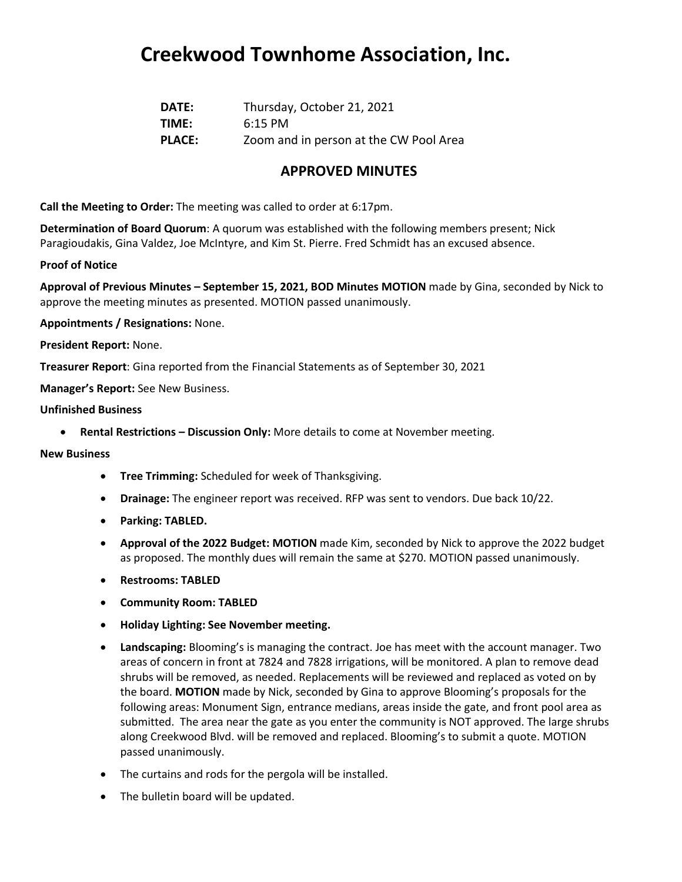# Creekwood Townhome Association, Inc.

**DATE:** Thursday, October 21, 2021
**TIME:** 6:15 PM
**PLACE:** Zoom and in person at the CW Pool Area

## APPROVED MINUTES

**Call the Meeting to Order:** The meeting was called to order at 6:17pm.

**Determination of Board Quorum**: A quorum was established with the following members present; Nick Paragioudakis, Gina Valdez, Joe McIntyre, and Kim St. Pierre. Fred Schmidt has an excused absence.

**Proof of Notice**

**Approval of Previous Minutes – September 15, 2021, BOD Minutes MOTION** made by Gina, seconded by Nick to approve the meeting minutes as presented. MOTION passed unanimously.

**Appointments / Resignations:** None.

**President Report:** None.

**Treasurer Report**: Gina reported from the Financial Statements as of September 30, 2021

**Manager's Report:** See New Business.

**Unfinished Business**

- **Rental Restrictions – Discussion Only:** More details to come at November meeting.

**New Business**

- **Tree Trimming:** Scheduled for week of Thanksgiving.
- **Drainage:** The engineer report was received. RFP was sent to vendors. Due back 10/22.
- **Parking: TABLED.**
- **Approval of the 2022 Budget: MOTION** made Kim, seconded by Nick to approve the 2022 budget as proposed. The monthly dues will remain the same at $270. MOTION passed unanimously.
- **Restrooms: TABLED**
- **Community Room: TABLED**
- **Holiday Lighting: See November meeting.**
- **Landscaping:** Blooming's is managing the contract. Joe has meet with the account manager. Two areas of concern in front at 7824 and 7828 irrigations, will be monitored. A plan to remove dead shrubs will be removed, as needed. Replacements will be reviewed and replaced as voted on by the board. **MOTION** made by Nick, seconded by Gina to approve Blooming's proposals for the following areas: Monument Sign, entrance medians, areas inside the gate, and front pool area as submitted. The area near the gate as you enter the community is NOT approved. The large shrubs along Creekwood Blvd. will be removed and replaced. Blooming's to submit a quote. MOTION passed unanimously.
- The curtains and rods for the pergola will be installed.
- The bulletin board will be updated.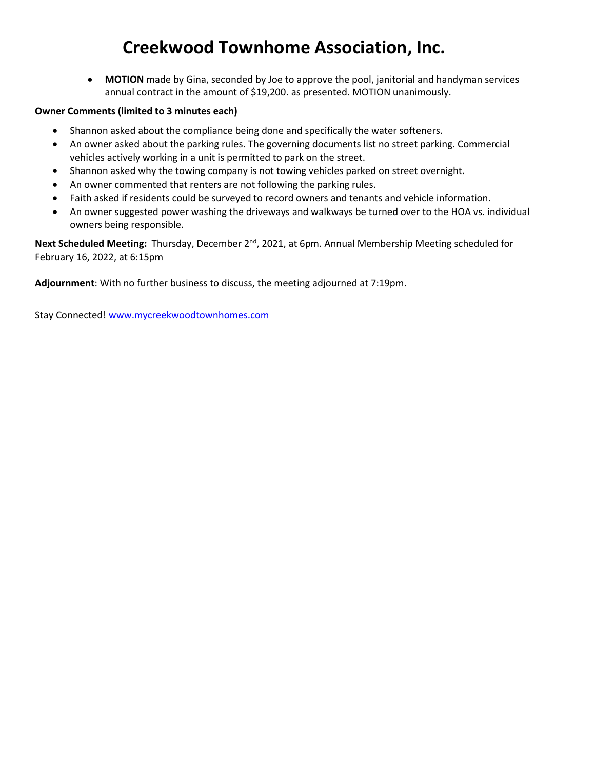# Creekwood Townhome Association, Inc.

- **MOTION** made by Gina, seconded by Joe to approve the pool, janitorial and handyman services annual contract in the amount of $19,200. as presented. MOTION unanimously.

**Owner Comments (limited to 3 minutes each)**

- Shannon asked about the compliance being done and specifically the water softeners.
- An owner asked about the parking rules. The governing documents list no street parking. Commercial vehicles actively working in a unit is permitted to park on the street.
- Shannon asked why the towing company is not towing vehicles parked on street overnight.
- An owner commented that renters are not following the parking rules.
- Faith asked if residents could be surveyed to record owners and tenants and vehicle information.
- An owner suggested power washing the driveways and walkways be turned over to the HOA vs. individual owners being responsible.

**Next Scheduled Meeting:** Thursday, December 2nd, 2021, at 6pm. Annual Membership Meeting scheduled for February 16, 2022, at 6:15pm

**Adjournment**: With no further business to discuss, the meeting adjourned at 7:19pm.

Stay Connected! www.mycreekwoodtownhomes.com